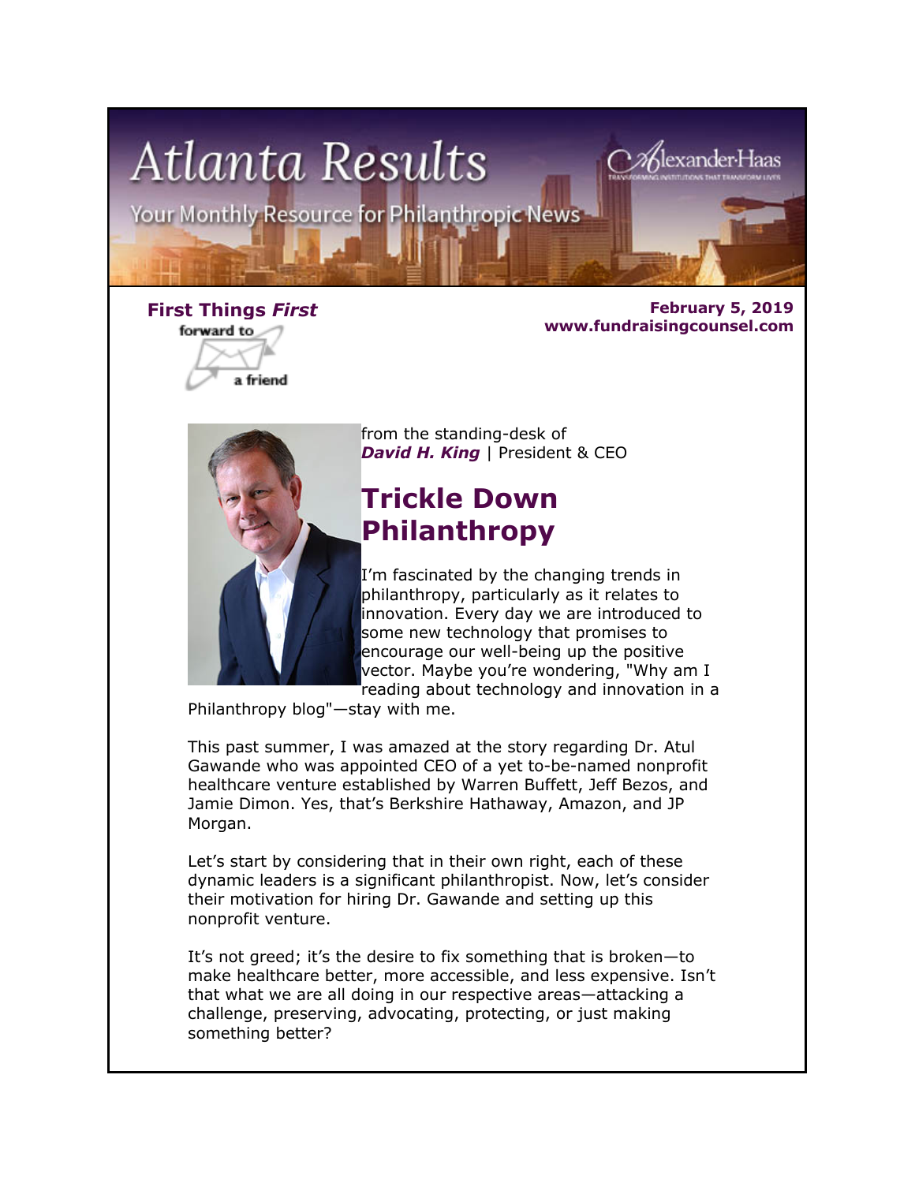# Atlanta Results

Your Monthly Resource for Philanthropic News

AlexanderHaas — TRANSFORMING INSTITUTIONS THAT TRANSFORM LIVES

**First Things *First***

forward to a friend

**February 5, 2019**
**www.fundraisingcounsel.com**

from the standing-desk of
***David H. King*** | President & CEO

## Trickle Down Philanthropy

I'm fascinated by the changing trends in philanthropy, particularly as it relates to innovation. Every day we are introduced to some new technology that promises to encourage our well-being up the positive vector. Maybe you're wondering, "Why am I reading about technology and innovation in a Philanthropy blog"—stay with me.

This past summer, I was amazed at the story regarding Dr. Atul Gawande who was appointed CEO of a yet to-be-named nonprofit healthcare venture established by Warren Buffett, Jeff Bezos, and Jamie Dimon. Yes, that's Berkshire Hathaway, Amazon, and JP Morgan.

Let's start by considering that in their own right, each of these dynamic leaders is a significant philanthropist. Now, let's consider their motivation for hiring Dr. Gawande and setting up this nonprofit venture.

It's not greed; it's the desire to fix something that is broken—to make healthcare better, more accessible, and less expensive. Isn't that what we are all doing in our respective areas—attacking a challenge, preserving, advocating, protecting, or just making something better?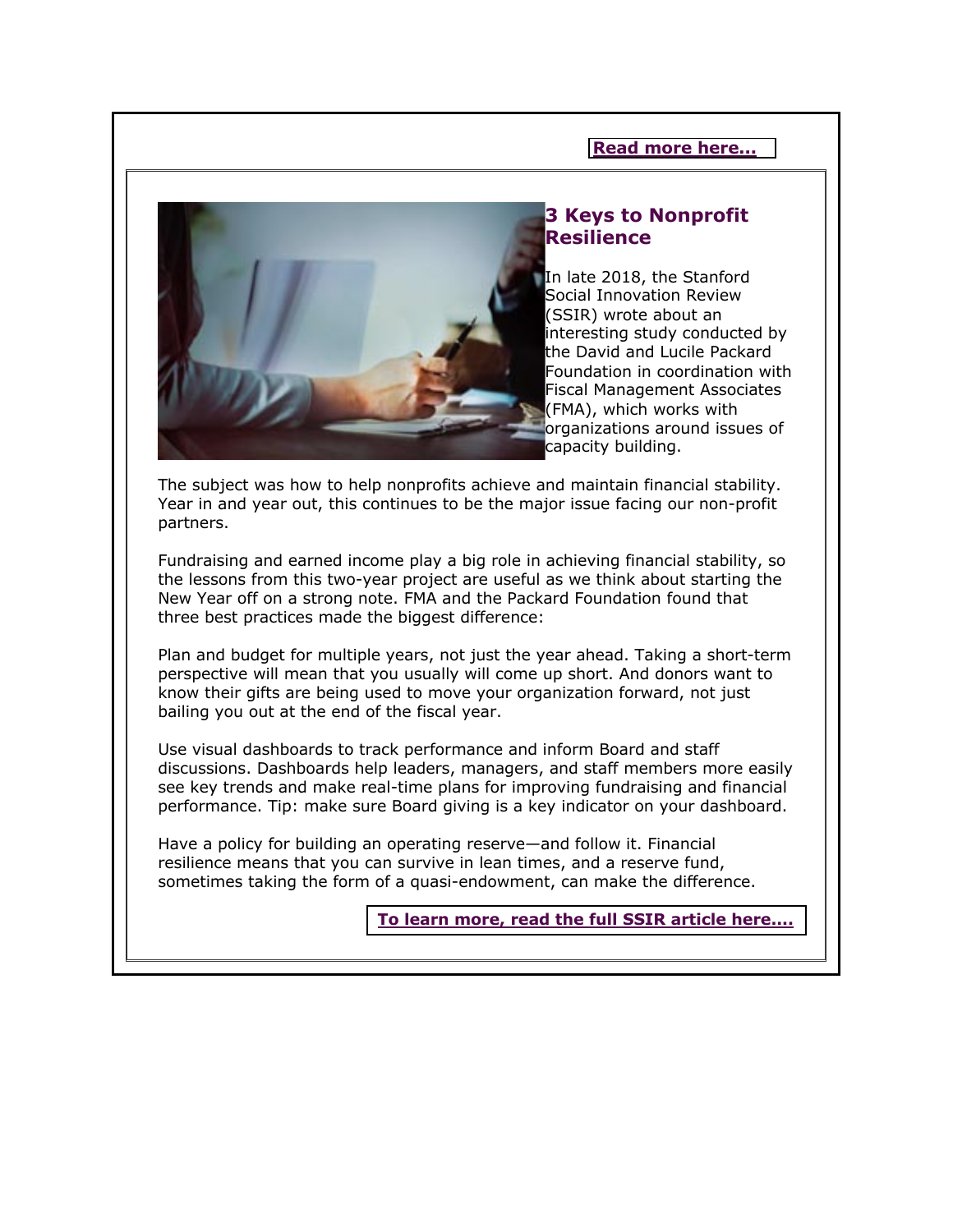**Read more here...**

## 3 Keys to Nonprofit Resilience

In late 2018, the Stanford Social Innovation Review (SSIR) wrote about an interesting study conducted by the David and Lucile Packard Foundation in coordination with Fiscal Management Associates (FMA), which works with organizations around issues of capacity building.

The subject was how to help nonprofits achieve and maintain financial stability. Year in and year out, this continues to be the major issue facing our non-profit partners.

Fundraising and earned income play a big role in achieving financial stability, so the lessons from this two-year project are useful as we think about starting the New Year off on a strong note. FMA and the Packard Foundation found that three best practices made the biggest difference:

Plan and budget for multiple years, not just the year ahead. Taking a short-term perspective will mean that you usually will come up short. And donors want to know their gifts are being used to move your organization forward, not just bailing you out at the end of the fiscal year.

Use visual dashboards to track performance and inform Board and staff discussions. Dashboards help leaders, managers, and staff members more easily see key trends and make real-time plans for improving fundraising and financial performance. Tip: make sure Board giving is a key indicator on your dashboard.

Have a policy for building an operating reserve—and follow it. Financial resilience means that you can survive in lean times, and a reserve fund, sometimes taking the form of a quasi-endowment, can make the difference.

**To learn more, read the full SSIR article here....**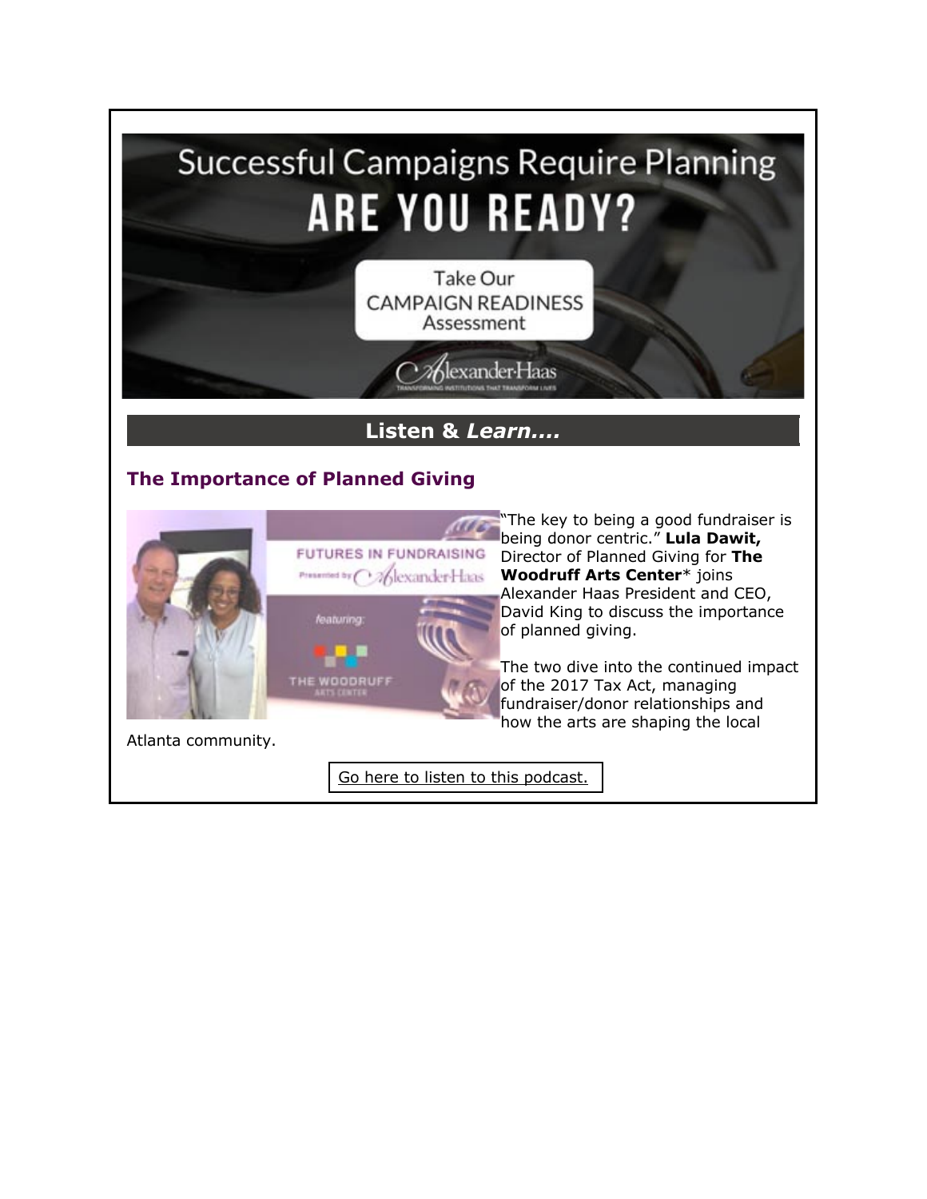Successful Campaigns Require Planning

# ARE YOU READY?

Take Our CAMPAIGN READINESS Assessment

AlexanderHaas

TRANSFORMING INSTITUTIONS THAT TRANSFORM LIVES

## Listen & *Learn....*

### The Importance of Planned Giving

FUTURES IN FUNDRAISING

Presented by AlexanderHaas

featuring:

THE WOODRUFF ARTS CENTER

"The key to being a good fundraiser is being donor centric." **Lula Dawit,** Director of Planned Giving for **The Woodruff Arts Center*** joins Alexander Haas President and CEO, David King to discuss the importance of planned giving.

The two dive into the continued impact of the 2017 Tax Act, managing fundraiser/donor relationships and how the arts are shaping the local Atlanta community.

Go here to listen to this podcast.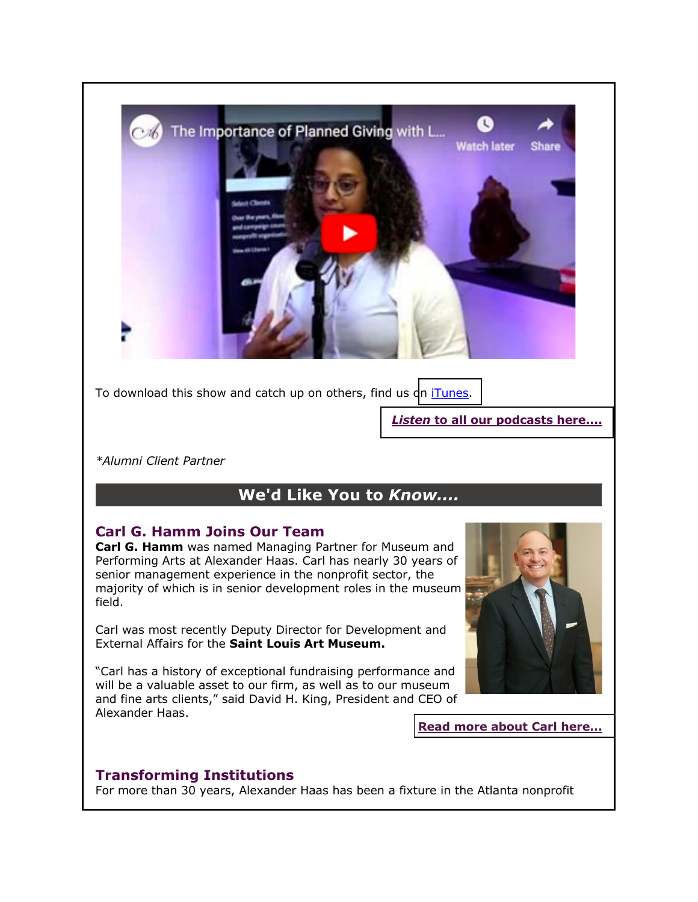To download this show and catch up on others, find us on iTunes.

***Listen* to all our podcasts here....**

*\*Alumni Client Partner*

## We'd Like You to *Know....*

### Carl G. Hamm Joins Our Team

**Carl G. Hamm** was named Managing Partner for Museum and Performing Arts at Alexander Haas. Carl has nearly 30 years of senior management experience in the nonprofit sector, the majority of which is in senior development roles in the museum field.

Carl was most recently Deputy Director for Development and External Affairs for the **Saint Louis Art Museum.**

"Carl has a history of exceptional fundraising performance and will be a valuable asset to our firm, as well as to our museum and fine arts clients," said David H. King, President and CEO of Alexander Haas.

**Read more about Carl here...**

### Transforming Institutions

For more than 30 years, Alexander Haas has been a fixture in the Atlanta nonprofit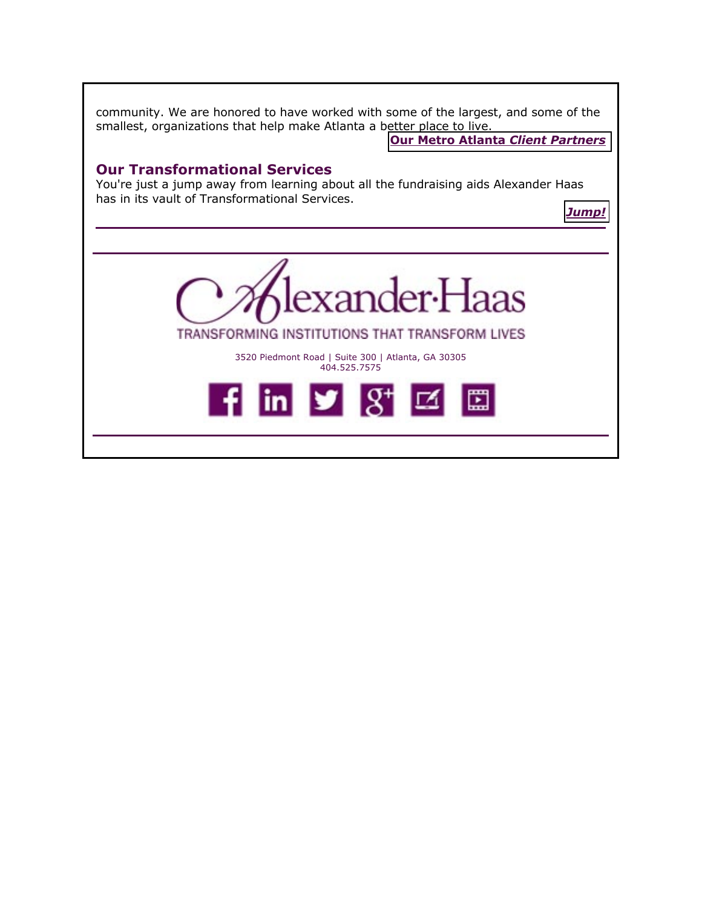community. We are honored to have worked with some of the largest, and some of the smallest, organizations that help make Atlanta a better place to live.

**Our Metro Atlanta *Client Partners***

## Our Transformational Services

You're just a jump away from learning about all the fundraising aids Alexander Haas has in its vault of Transformational Services.

***Jump!***

---

Alexander·Haas

TRANSFORMING INSTITUTIONS THAT TRANSFORM LIVES

3520 Piedmont Road | Suite 300 | Atlanta, GA 30305
404.525.7575